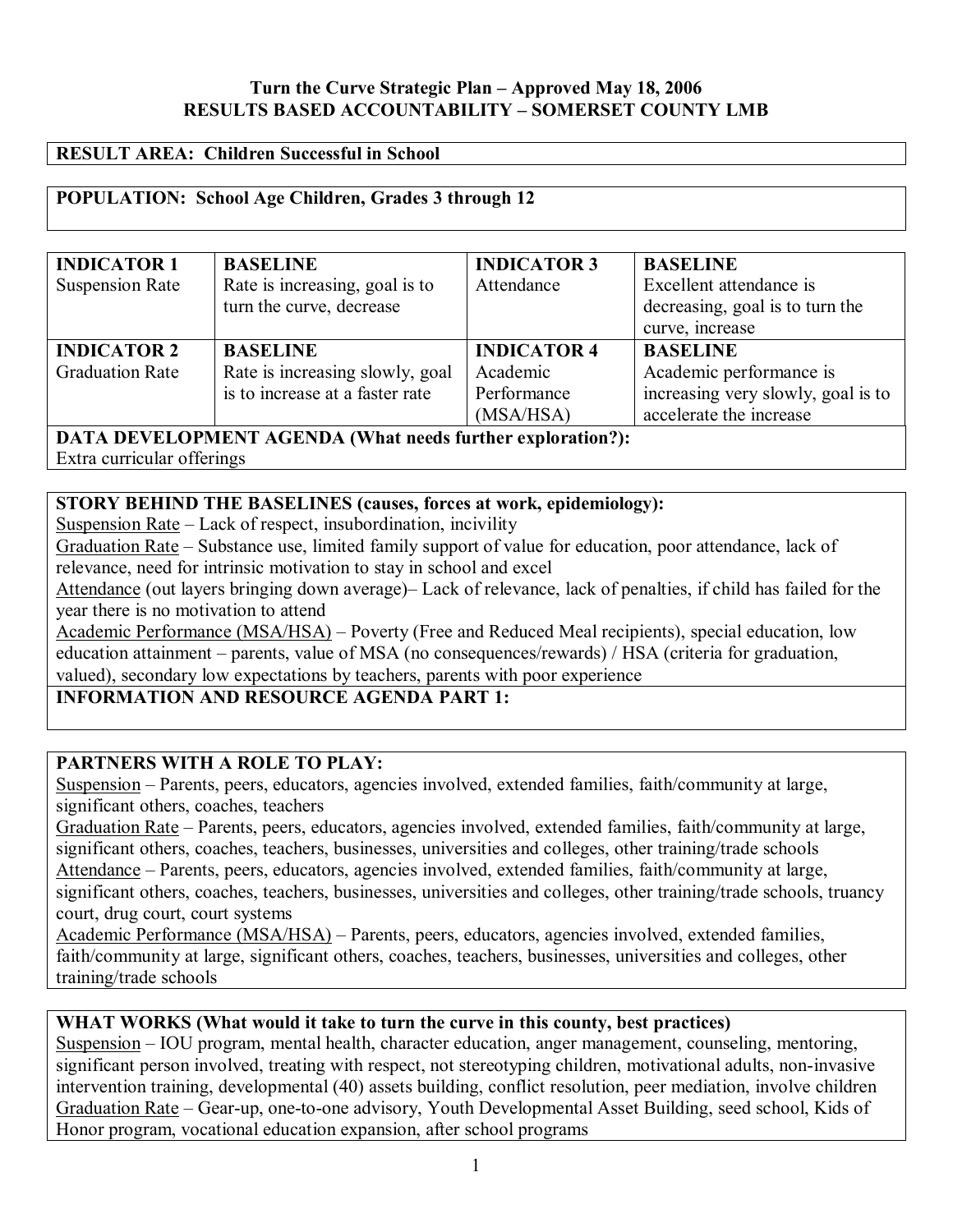**Turn the Curve Strategic Plan – Approved May 18, 2006**
**RESULTS BASED ACCOUNTABILITY – SOMERSET COUNTY LMB**

**RESULT AREA: Children Successful in School**

**POPULATION: School Age Children, Grades 3 through 12**

| **INDICATOR 1** Suspension Rate | **BASELINE** Rate is increasing, goal is to turn the curve, decrease | **INDICATOR 3** Attendance | **BASELINE** Excellent attendance is decreasing, goal is to turn the curve, increase |
|---|---|---|---|
| **INDICATOR 2** Graduation Rate | **BASELINE** Rate is increasing slowly, goal is to increase at a faster rate | **INDICATOR 4** Academic Performance (MSA/HSA) | **BASELINE** Academic performance is increasing very slowly, goal is to accelerate the increase |

**DATA DEVELOPMENT AGENDA (What needs further exploration?):**
Extra curricular offerings

**STORY BEHIND THE BASELINES (causes, forces at work, epidemiology):**

Suspension Rate – Lack of respect, insubordination, incivility

Graduation Rate – Substance use, limited family support of value for education, poor attendance, lack of relevance, need for intrinsic motivation to stay in school and excel

Attendance (out layers bringing down average)– Lack of relevance, lack of penalties, if child has failed for the year there is no motivation to attend

Academic Performance (MSA/HSA) – Poverty (Free and Reduced Meal recipients), special education, low education attainment – parents, value of MSA (no consequences/rewards) / HSA (criteria for graduation, valued), secondary low expectations by teachers, parents with poor experience

**INFORMATION AND RESOURCE AGENDA PART 1:**

**PARTNERS WITH A ROLE TO PLAY:**

Suspension – Parents, peers, educators, agencies involved, extended families, faith/community at large, significant others, coaches, teachers

Graduation Rate – Parents, peers, educators, agencies involved, extended families, faith/community at large, significant others, coaches, teachers, businesses, universities and colleges, other training/trade schools

Attendance – Parents, peers, educators, agencies involved, extended families, faith/community at large, significant others, coaches, teachers, businesses, universities and colleges, other training/trade schools, truancy court, drug court, court systems

Academic Performance (MSA/HSA) – Parents, peers, educators, agencies involved, extended families, faith/community at large, significant others, coaches, teachers, businesses, universities and colleges, other training/trade schools

**WHAT WORKS (What would it take to turn the curve in this county, best practices)**

Suspension – IOU program, mental health, character education, anger management, counseling, mentoring, significant person involved, treating with respect, not stereotyping children, motivational adults, non-invasive intervention training, developmental (40) assets building, conflict resolution, peer mediation, involve children

Graduation Rate – Gear-up, one-to-one advisory, Youth Developmental Asset Building, seed school, Kids of Honor program, vocational education expansion, after school programs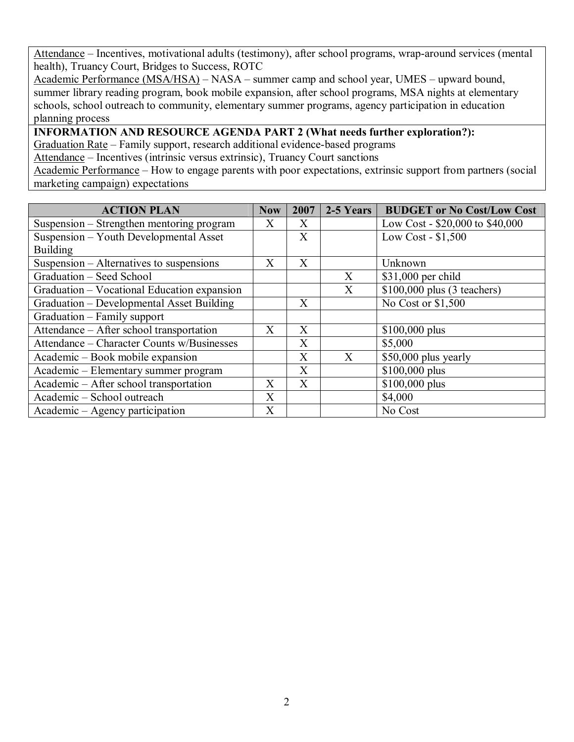Attendance – Incentives, motivational adults (testimony), after school programs, wrap-around services (mental health), Truancy Court, Bridges to Success, ROTC

Academic Performance (MSA/HSA) – NASA – summer camp and school year, UMES – upward bound, summer library reading program, book mobile expansion, after school programs, MSA nights at elementary schools, school outreach to community, elementary summer programs, agency participation in education planning process

**INFORMATION AND RESOURCE AGENDA PART 2 (What needs further exploration?):**

Graduation Rate – Family support, research additional evidence-based programs

Attendance – Incentives (intrinsic versus extrinsic), Truancy Court sanctions

Academic Performance – How to engage parents with poor expectations, extrinsic support from partners (social marketing campaign) expectations

| ACTION PLAN | Now | 2007 | 2-5 Years | BUDGET or No Cost/Low Cost |
|---|---|---|---|---|
| Suspension – Strengthen mentoring program | X | X | | Low Cost - $20,000 to $40,000 |
| Suspension – Youth Developmental Asset Building | | X | | Low Cost - $1,500 |
| Suspension – Alternatives to suspensions | X | X | | Unknown |
| Graduation – Seed School | | | X | $31,000 per child |
| Graduation – Vocational Education expansion | | | X | $100,000 plus (3 teachers) |
| Graduation – Developmental Asset Building | | X | | No Cost or $1,500 |
| Graduation – Family support | | | | |
| Attendance – After school transportation | X | X | | $100,000 plus |
| Attendance – Character Counts w/Businesses | | X | | $5,000 |
| Academic – Book mobile expansion | | X | X | $50,000 plus yearly |
| Academic – Elementary summer program | | X | | $100,000 plus |
| Academic – After school transportation | X | X | | $100,000 plus |
| Academic – School outreach | X | | | $4,000 |
| Academic – Agency participation | X | | | No Cost |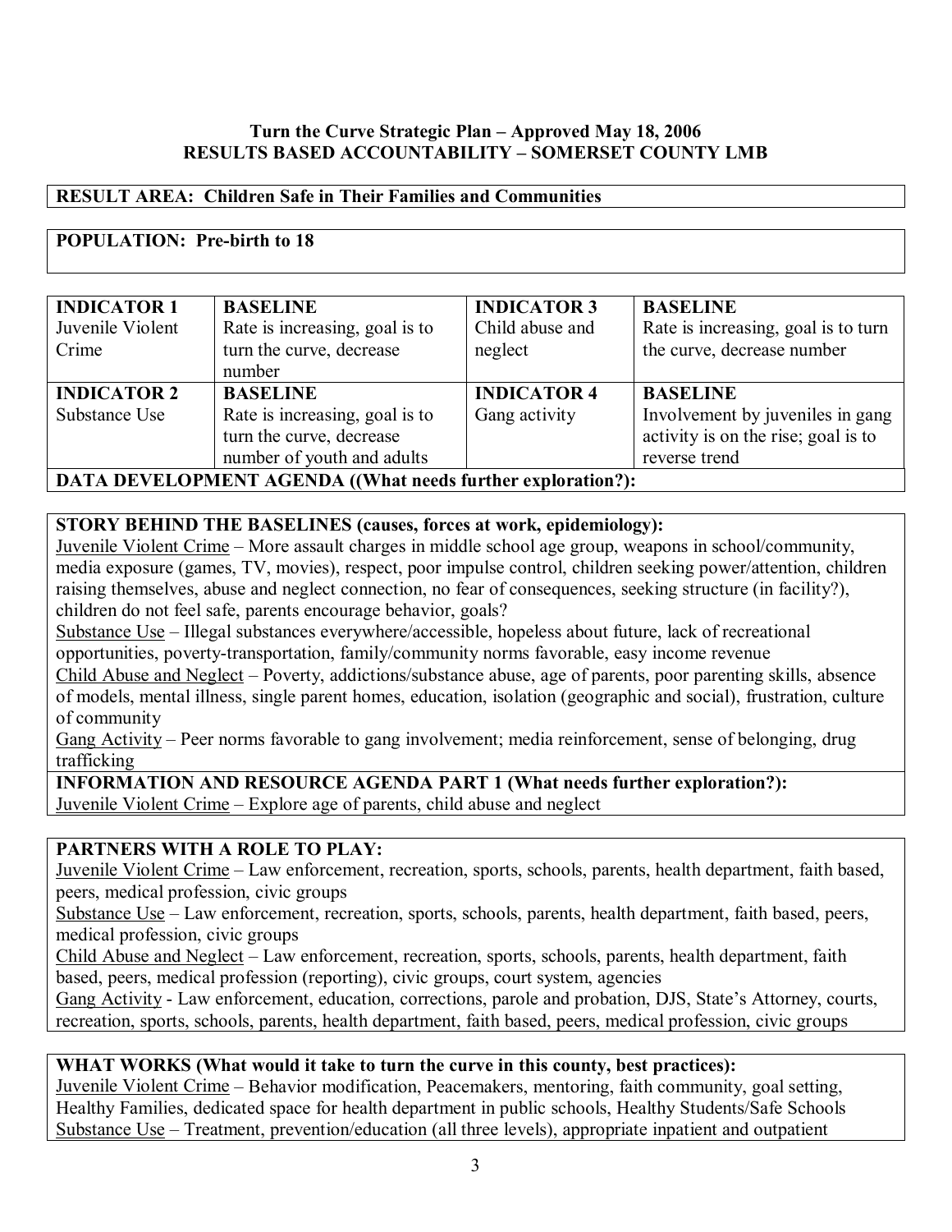**Turn the Curve Strategic Plan – Approved May 18, 2006**
**RESULTS BASED ACCOUNTABILITY – SOMERSET COUNTY LMB**

**RESULT AREA: Children Safe in Their Families and Communities**

**POPULATION: Pre-birth to 18**

| **INDICATOR 1** Juvenile Violent Crime | **BASELINE** Rate is increasing, goal is to turn the curve, decrease number | **INDICATOR 3** Child abuse and neglect | **BASELINE** Rate is increasing, goal is to turn the curve, decrease number |
|---|---|---|---|
| **INDICATOR 2** Substance Use | **BASELINE** Rate is increasing, goal is to turn the curve, decrease number of youth and adults | **INDICATOR 4** Gang activity | **BASELINE** Involvement by juveniles in gang activity is on the rise; goal is to reverse trend |

**DATA DEVELOPMENT AGENDA ((What needs further exploration?):**

**STORY BEHIND THE BASELINES (causes, forces at work, epidemiology):**

Juvenile Violent Crime – More assault charges in middle school age group, weapons in school/community, media exposure (games, TV, movies), respect, poor impulse control, children seeking power/attention, children raising themselves, abuse and neglect connection, no fear of consequences, seeking structure (in facility?), children do not feel safe, parents encourage behavior, goals?

Substance Use – Illegal substances everywhere/accessible, hopeless about future, lack of recreational opportunities, poverty-transportation, family/community norms favorable, easy income revenue

Child Abuse and Neglect – Poverty, addictions/substance abuse, age of parents, poor parenting skills, absence of models, mental illness, single parent homes, education, isolation (geographic and social), frustration, culture of community

Gang Activity – Peer norms favorable to gang involvement; media reinforcement, sense of belonging, drug trafficking

**INFORMATION AND RESOURCE AGENDA PART 1 (What needs further exploration?):**

Juvenile Violent Crime – Explore age of parents, child abuse and neglect

**PARTNERS WITH A ROLE TO PLAY:**

Juvenile Violent Crime – Law enforcement, recreation, sports, schools, parents, health department, faith based, peers, medical profession, civic groups

Substance Use – Law enforcement, recreation, sports, schools, parents, health department, faith based, peers, medical profession, civic groups

Child Abuse and Neglect – Law enforcement, recreation, sports, schools, parents, health department, faith based, peers, medical profession (reporting), civic groups, court system, agencies

Gang Activity - Law enforcement, education, corrections, parole and probation, DJS, State's Attorney, courts, recreation, sports, schools, parents, health department, faith based, peers, medical profession, civic groups

**WHAT WORKS (What would it take to turn the curve in this county, best practices):**

Juvenile Violent Crime – Behavior modification, Peacemakers, mentoring, faith community, goal setting, Healthy Families, dedicated space for health department in public schools, Healthy Students/Safe Schools

Substance Use – Treatment, prevention/education (all three levels), appropriate inpatient and outpatient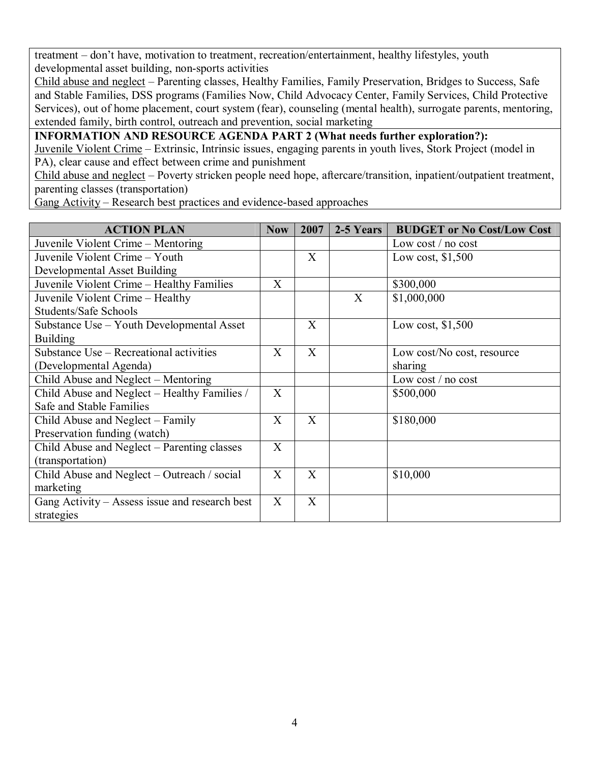treatment – don't have, motivation to treatment, recreation/entertainment, healthy lifestyles, youth developmental asset building, non-sports activities

<u>Child abuse and neglect</u> – Parenting classes, Healthy Families, Family Preservation, Bridges to Success, Safe and Stable Families, DSS programs (Families Now, Child Advocacy Center, Family Services, Child Protective Services), out of home placement, court system (fear), counseling (mental health), surrogate parents, mentoring, extended family, birth control, outreach and prevention, social marketing

**INFORMATION AND RESOURCE AGENDA PART 2 (What needs further exploration?):**

<u>Juvenile Violent Crime</u> – Extrinsic, Intrinsic issues, engaging parents in youth lives, Stork Project (model in PA), clear cause and effect between crime and punishment

<u>Child abuse and neglect</u> – Poverty stricken people need hope, aftercare/transition, inpatient/outpatient treatment, parenting classes (transportation)

<u>Gang Activity</u> – Research best practices and evidence-based approaches

| ACTION PLAN | Now | 2007 | 2-5 Years | BUDGET or No Cost/Low Cost |
|---|---|---|---|---|
| Juvenile Violent Crime – Mentoring | | | | Low cost / no cost |
| Juvenile Violent Crime – Youth Developmental Asset Building | | X | | Low cost, $1,500 |
| Juvenile Violent Crime – Healthy Families | X | | | $300,000 |
| Juvenile Violent Crime – Healthy Students/Safe Schools | | | X | $1,000,000 |
| Substance Use – Youth Developmental Asset Building | | X | | Low cost, $1,500 |
| Substance Use – Recreational activities (Developmental Agenda) | X | X | | Low cost/No cost, resource sharing |
| Child Abuse and Neglect – Mentoring | | | | Low cost / no cost |
| Child Abuse and Neglect – Healthy Families / Safe and Stable Families | X | | | $500,000 |
| Child Abuse and Neglect – Family Preservation funding (watch) | X | X | | $180,000 |
| Child Abuse and Neglect – Parenting classes (transportation) | X | | | |
| Child Abuse and Neglect – Outreach / social marketing | X | X | | $10,000 |
| Gang Activity – Assess issue and research best strategies | X | X | | |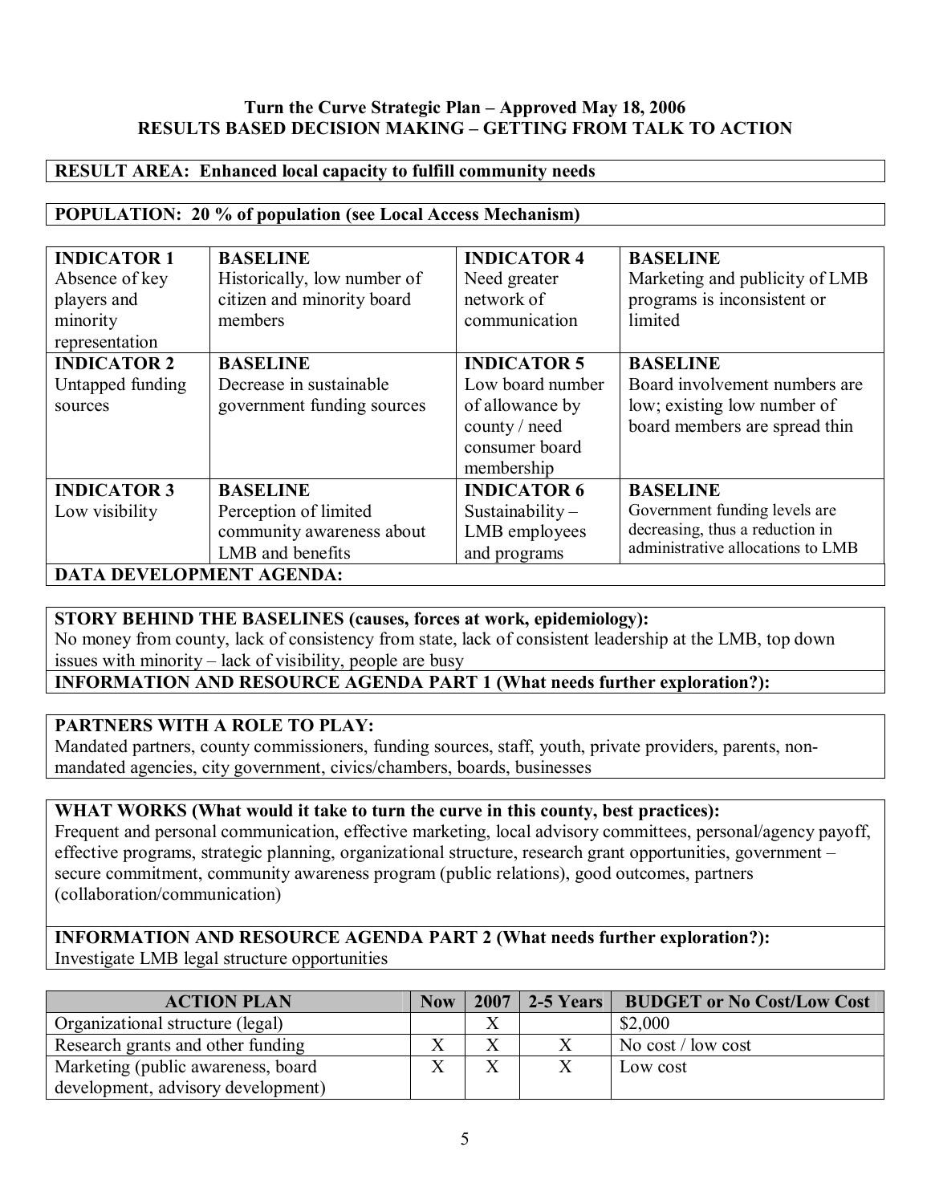**Turn the Curve Strategic Plan – Approved May 18, 2006**
**RESULTS BASED DECISION MAKING – GETTING FROM TALK TO ACTION**

**RESULT AREA: Enhanced local capacity to fulfill community needs**

**POPULATION: 20 % of population (see Local Access Mechanism)**

| | | | |
|---|---|---|---|
| **INDICATOR 1**<br>Absence of key players and minority representation | **BASELINE**<br>Historically, low number of citizen and minority board members | **INDICATOR 4**<br>Need greater network of communication | **BASELINE**<br>Marketing and publicity of LMB programs is inconsistent or limited |
| **INDICATOR 2**<br>Untapped funding sources | **BASELINE**<br>Decrease in sustainable government funding sources | **INDICATOR 5**<br>Low board number of allowance by county / need consumer board membership | **BASELINE**<br>Board involvement numbers are low; existing low number of board members are spread thin |
| **INDICATOR 3**<br>Low visibility | **BASELINE**<br>Perception of limited community awareness about LMB and benefits | **INDICATOR 6**<br>Sustainability – LMB employees and programs | **BASELINE**<br>Government funding levels are decreasing, thus a reduction in administrative allocations to LMB |
| **DATA DEVELOPMENT AGENDA:** | | | |

**STORY BEHIND THE BASELINES (causes, forces at work, epidemiology):**
No money from county, lack of consistency from state, lack of consistent leadership at the LMB, top down issues with minority – lack of visibility, people are busy

**INFORMATION AND RESOURCE AGENDA PART 1 (What needs further exploration?):**

**PARTNERS WITH A ROLE TO PLAY:**
Mandated partners, county commissioners, funding sources, staff, youth, private providers, parents, non-mandated agencies, city government, civics/chambers, boards, businesses

**WHAT WORKS (What would it take to turn the curve in this county, best practices):**
Frequent and personal communication, effective marketing, local advisory committees, personal/agency payoff, effective programs, strategic planning, organizational structure, research grant opportunities, government – secure commitment, community awareness program (public relations), good outcomes, partners (collaboration/communication)

**INFORMATION AND RESOURCE AGENDA PART 2 (What needs further exploration?):**
Investigate LMB legal structure opportunities

| ACTION PLAN | Now | 2007 | 2-5 Years | BUDGET or No Cost/Low Cost |
|---|---|---|---|---|
| Organizational structure (legal) | | X | | $2,000 |
| Research grants and other funding | X | X | X | No cost / low cost |
| Marketing (public awareness, board development, advisory development) | X | X | X | Low cost |